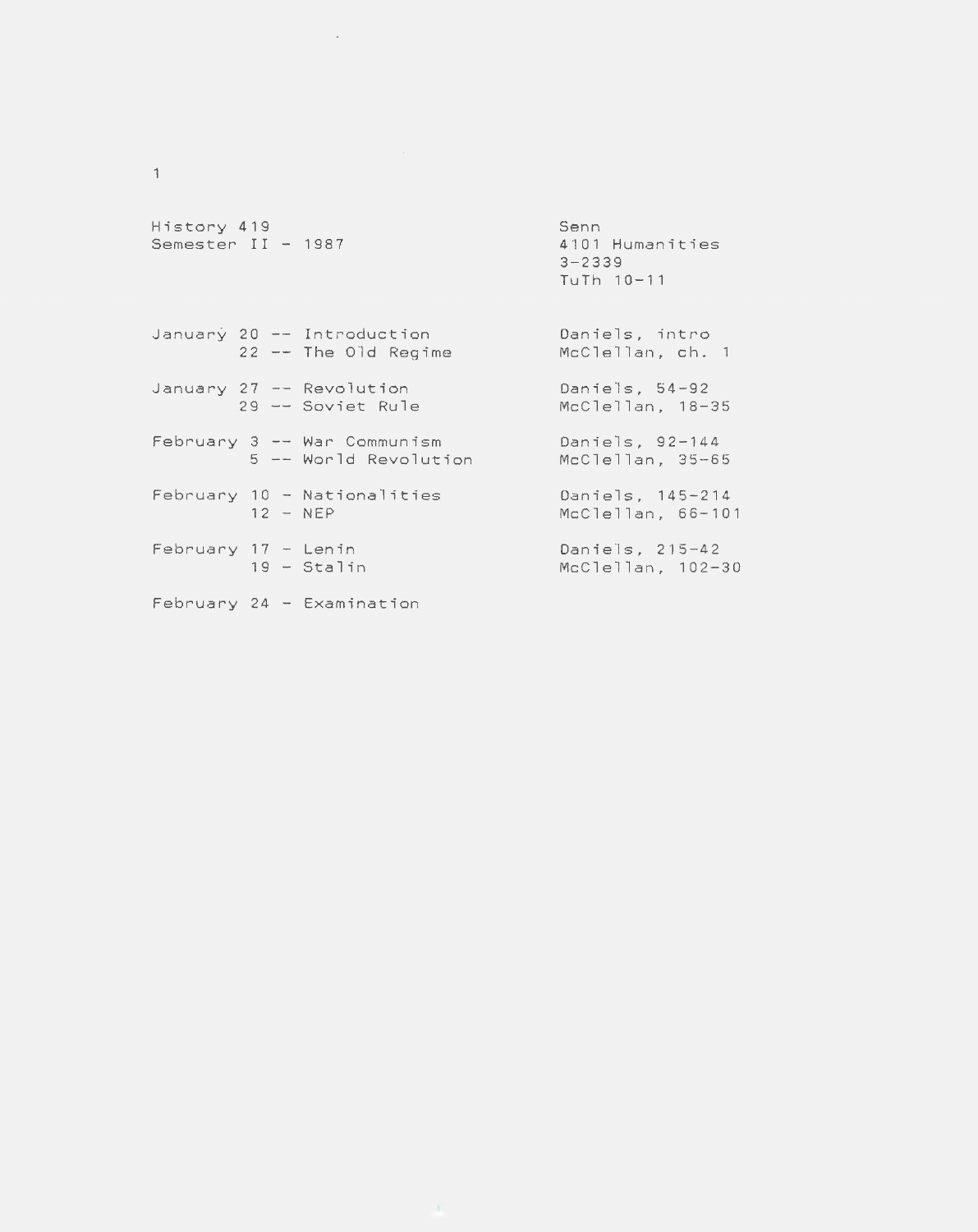History 419
Semester II - 1987

Senn
4101 Humanities
3-2339
TuTh 10-11

| Date | Topic | Reading |
|---|---|---|
| January 20 | Introduction | Daniels, intro |
| 22 | The Old Regime | McClellan, ch. 1 |
| January 27 | Revolution | Daniels, 54-92 |
| 29 | Soviet Rule | McClellan, 18-35 |
| February 3 | War Communism | Daniels, 92-144 |
| 5 | World Revolution | McClellan, 35-65 |
| February 10 | Nationalities | Daniels, 145-214 |
| 12 | NEP | McClellan, 66-101 |
| February 17 | Lenin | Daniels, 215-42 |
| 19 | Stalin | McClellan, 102-30 |
| February 24 | Examination | |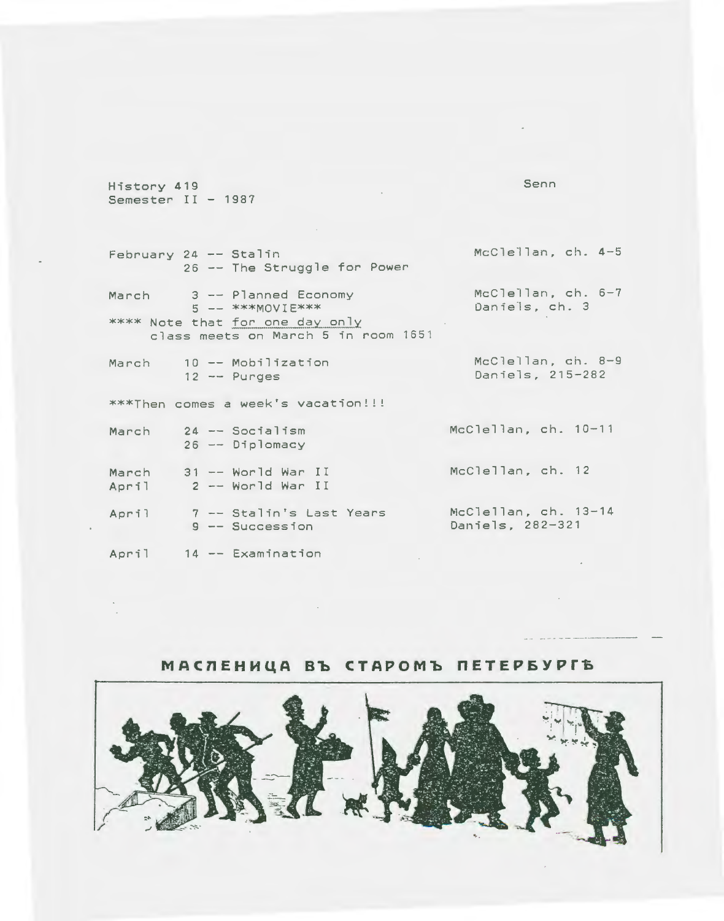History 419
Semester II - 1987

Senn

| | | |
|---|---|---|
| February 24 -- Stalin | | McClellan, ch. 4-5 |
| 26 -- The Struggle for Power | | |
| March 3 -- Planned Economy | | McClellan, ch. 6-7 |
| 5 -- ***MOVIE*** | | Daniels, ch. 3 |

**** Note that <u>for one day only</u> class meets on March 5 in room 1651

| | | |
|---|---|---|
| March 10 -- Mobilization | | McClellan, ch. 8-9 |
| 12 -- Purges | | Daniels, 215-282 |

***Then comes a week's vacation!!!

| | | |
|---|---|---|
| March 24 -- Socialism | | McClellan, ch. 10-11 |
| 26 -- Diplomacy | | |
| March 31 -- World War II | | McClellan, ch. 12 |
| April 2 -- World War II | | |
| April 7 -- Stalin's Last Years | | McClellan, ch. 13-14 |
| 9 -- Succession | | Daniels, 282-321 |
| April 14 -- Examination | | |

**МАСЛЕНИЦА ВЪ СТАРОМЪ ПЕТЕРБУРГѢ**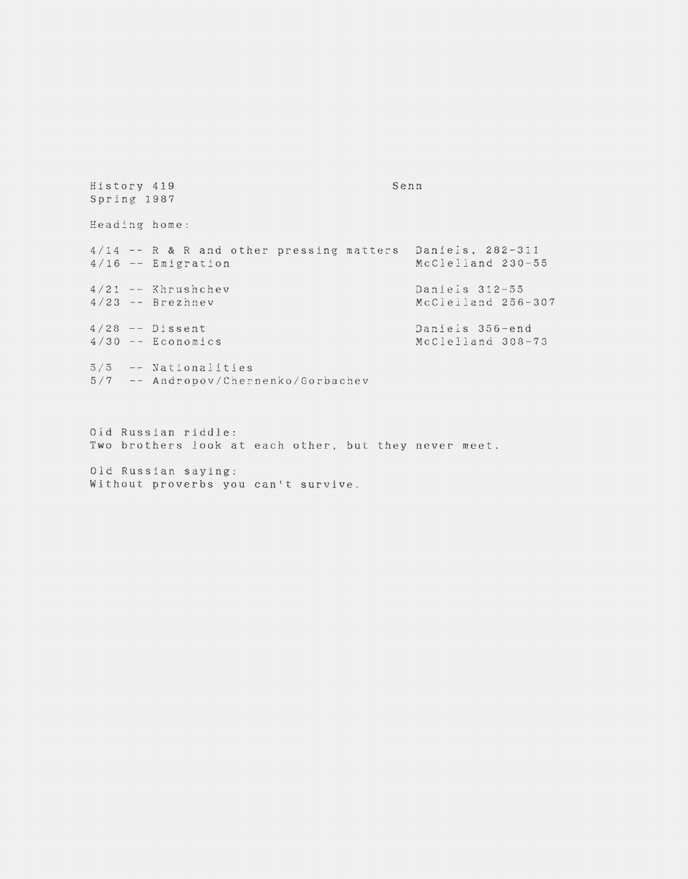History 419 Senn

Spring 1987

Heading home:

| | | |
|---|---|---|
| 4/14 | R & R and other pressing matters | Daniels, 282-311 |
| 4/16 | Emigration | McClelland 230-55 |
| 4/21 | Khrushchev | Daniels 312-55 |
| 4/23 | Brezhnev | McClelland 256-307 |
| 4/28 | Dissent | Daniels 356-end |
| 4/30 | Economics | McClelland 308-73 |
| 5/5 | Nationalities | |
| 5/7 | Andropov/Chernenko/Gorbachev | |

Old Russian riddle:
Two brothers look at each other, but they never meet.

Old Russian saying:
Without proverbs you can't survive.